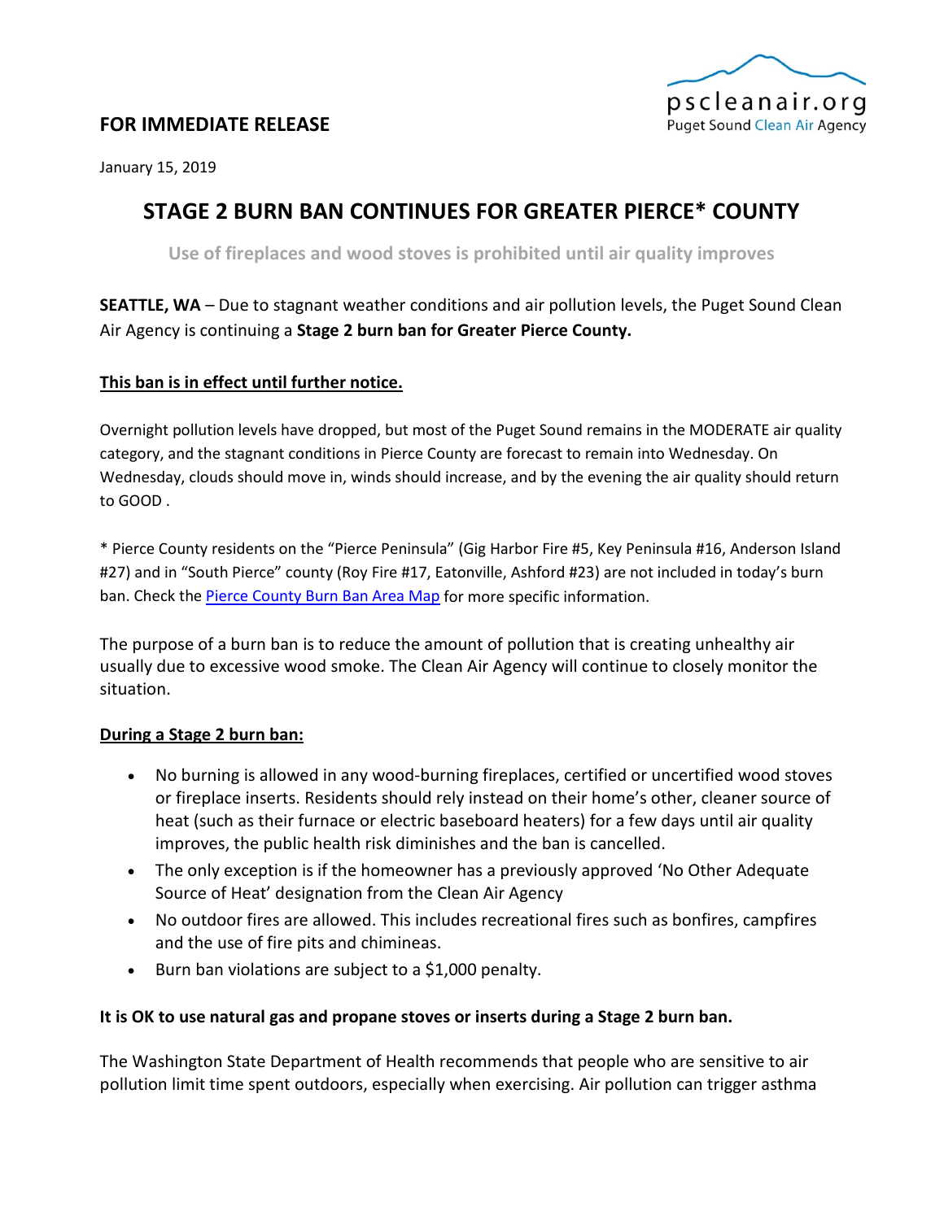**FOR IMMEDIATE RELEASE**

pscleanair.org
Puget Sound Clean Air Agency

January 15, 2019

# STAGE 2 BURN BAN CONTINUES FOR GREATER PIERCE* COUNTY

**Use of fireplaces and wood stoves is prohibited until air quality improves**

**SEATTLE, WA** – Due to stagnant weather conditions and air pollution levels, the Puget Sound Clean Air Agency is continuing a **Stage 2 burn ban for Greater Pierce County.**

**This ban is in effect until further notice.**

Overnight pollution levels have dropped, but most of the Puget Sound remains in the MODERATE air quality category, and the stagnant conditions in Pierce County are forecast to remain into Wednesday. On Wednesday, clouds should move in, winds should increase, and by the evening the air quality should return to GOOD .

* Pierce County residents on the "Pierce Peninsula" (Gig Harbor Fire #5, Key Peninsula #16, Anderson Island #27) and in "South Pierce" county (Roy Fire #17, Eatonville, Ashford #23) are not included in today's burn ban. Check the Pierce County Burn Ban Area Map for more specific information.

The purpose of a burn ban is to reduce the amount of pollution that is creating unhealthy air usually due to excessive wood smoke. The Clean Air Agency will continue to closely monitor the situation.

**During a Stage 2 burn ban:**

- No burning is allowed in any wood-burning fireplaces, certified or uncertified wood stoves or fireplace inserts. Residents should rely instead on their home's other, cleaner source of heat (such as their furnace or electric baseboard heaters) for a few days until air quality improves, the public health risk diminishes and the ban is cancelled.
- The only exception is if the homeowner has a previously approved 'No Other Adequate Source of Heat' designation from the Clean Air Agency
- No outdoor fires are allowed. This includes recreational fires such as bonfires, campfires and the use of fire pits and chimineas.
- Burn ban violations are subject to a $1,000 penalty.

**It is OK to use natural gas and propane stoves or inserts during a Stage 2 burn ban.**

The Washington State Department of Health recommends that people who are sensitive to air pollution limit time spent outdoors, especially when exercising. Air pollution can trigger asthma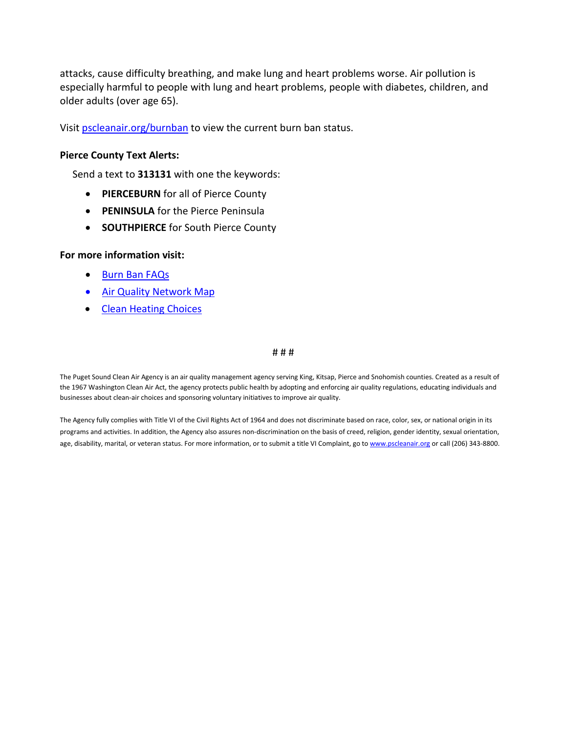attacks, cause difficulty breathing, and make lung and heart problems worse. Air pollution is especially harmful to people with lung and heart problems, people with diabetes, children, and older adults (over age 65).

Visit [pscleanair.org/burnban](pscleanair.org/burnban) to view the current burn ban status.

**Pierce County Text Alerts:**

Send a text to **313131** with one the keywords:

- **PIERCEBURN** for all of Pierce County
- **PENINSULA** for the Pierce Peninsula
- **SOUTHPIERCE** for South Pierce County

**For more information visit:**

- Burn Ban FAQs
- Air Quality Network Map
- Clean Heating Choices

# # #

The Puget Sound Clean Air Agency is an air quality management agency serving King, Kitsap, Pierce and Snohomish counties. Created as a result of the 1967 Washington Clean Air Act, the agency protects public health by adopting and enforcing air quality regulations, educating individuals and businesses about clean-air choices and sponsoring voluntary initiatives to improve air quality.

The Agency fully complies with Title VI of the Civil Rights Act of 1964 and does not discriminate based on race, color, sex, or national origin in its programs and activities. In addition, the Agency also assures non-discrimination on the basis of creed, religion, gender identity, sexual orientation, age, disability, marital, or veteran status. For more information, or to submit a title VI Complaint, go to [www.pscleanair.org](www.pscleanair.org) or call (206) 343-8800.